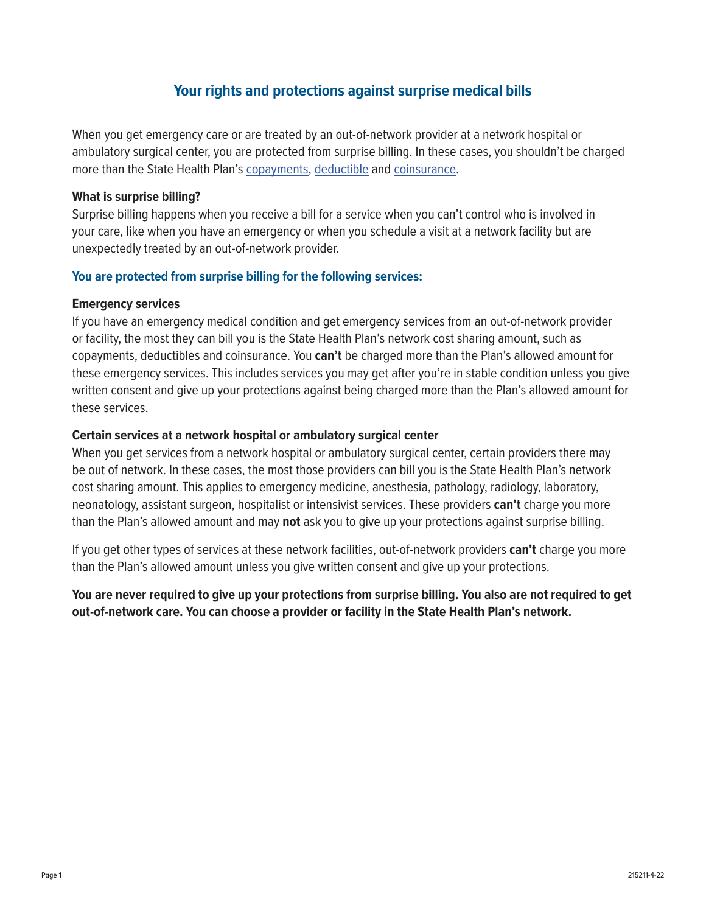# Your rights and protections against surprise medical bills

When you get emergency care or are treated by an out-of-network provider at a network hospital or ambulatory surgical center, you are protected from surprise billing. In these cases, you shouldn't be charged more than the State Health Plan's copayments, deductible and coinsurance.

**What is surprise billing?**
Surprise billing happens when you receive a bill for a service when you can't control who is involved in your care, like when you have an emergency or when you schedule a visit at a network facility but are unexpectedly treated by an out-of-network provider.

## You are protected from surprise billing for the following services:

**Emergency services**
If you have an emergency medical condition and get emergency services from an out-of-network provider or facility, the most they can bill you is the State Health Plan's network cost sharing amount, such as copayments, deductibles and coinsurance. You **can't** be charged more than the Plan's allowed amount for these emergency services. This includes services you may get after you're in stable condition unless you give written consent and give up your protections against being charged more than the Plan's allowed amount for these services.

**Certain services at a network hospital or ambulatory surgical center**
When you get services from a network hospital or ambulatory surgical center, certain providers there may be out of network. In these cases, the most those providers can bill you is the State Health Plan's network cost sharing amount. This applies to emergency medicine, anesthesia, pathology, radiology, laboratory, neonatology, assistant surgeon, hospitalist or intensivist services. These providers **can't** charge you more than the Plan's allowed amount and may **not** ask you to give up your protections against surprise billing.

If you get other types of services at these network facilities, out-of-network providers **can't** charge you more than the Plan's allowed amount unless you give written consent and give up your protections.

**You are never required to give up your protections from surprise billing. You also are not required to get out-of-network care. You can choose a provider or facility in the State Health Plan's network.**

215211-4-22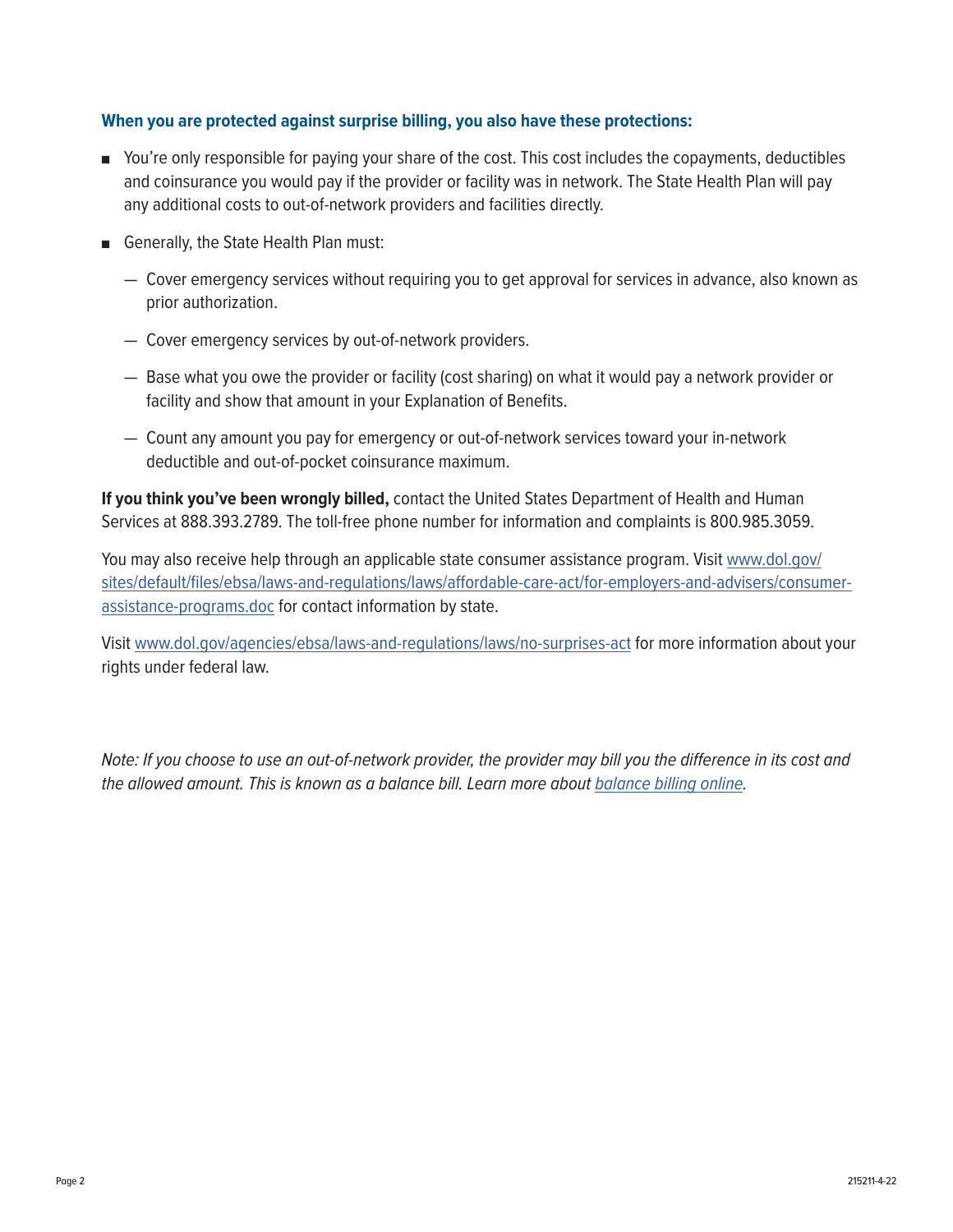### When you are protected against surprise billing, you also have these protections:

- You're only responsible for paying your share of the cost. This cost includes the copayments, deductibles and coinsurance you would pay if the provider or facility was in network. The State Health Plan will pay any additional costs to out-of-network providers and facilities directly.
- Generally, the State Health Plan must:
  - Cover emergency services without requiring you to get approval for services in advance, also known as prior authorization.
  - Cover emergency services by out-of-network providers.
  - Base what you owe the provider or facility (cost sharing) on what it would pay a network provider or facility and show that amount in your Explanation of Benefits.
  - Count any amount you pay for emergency or out-of-network services toward your in-network deductible and out-of-pocket coinsurance maximum.

**If you think you've been wrongly billed,** contact the United States Department of Health and Human Services at 888.393.2789. The toll-free phone number for information and complaints is 800.985.3059.

You may also receive help through an applicable state consumer assistance program. Visit www.dol.gov/sites/default/files/ebsa/laws-and-regulations/laws/affordable-care-act/for-employers-and-advisers/consumer-assistance-programs.doc for contact information by state.

Visit www.dol.gov/agencies/ebsa/laws-and-regulations/laws/no-surprises-act for more information about your rights under federal law.

*Note: If you choose to use an out-of-network provider, the provider may bill you the difference in its cost and the allowed amount. This is known as a balance bill. Learn more about balance billing online.*

215211-4-22